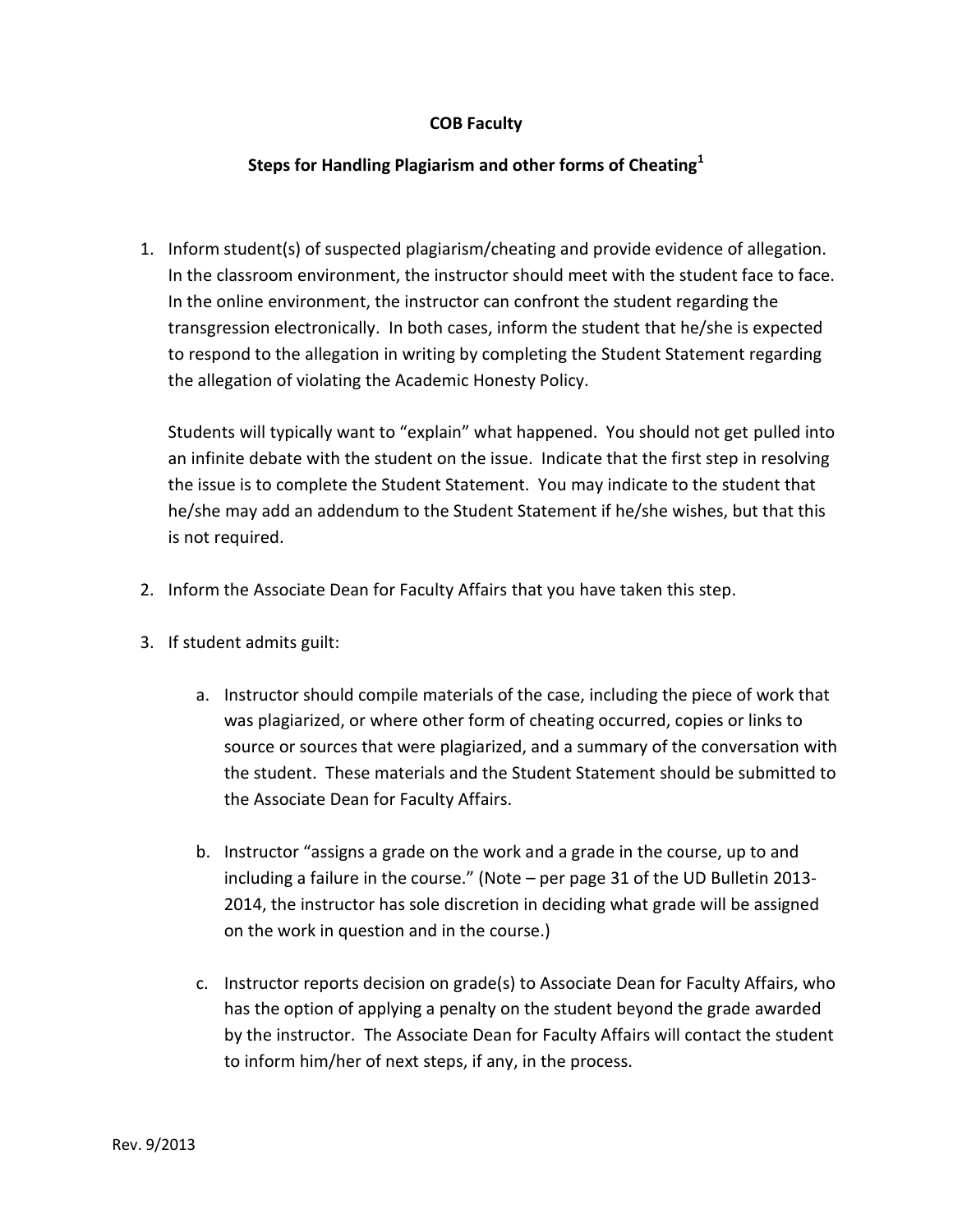**COB Faculty**

**Steps for Handling Plagiarism and other forms of Cheating[1]**

1. Inform student(s) of suspected plagiarism/cheating and provide evidence of allegation. In the classroom environment, the instructor should meet with the student face to face. In the online environment, the instructor can confront the student regarding the transgression electronically. In both cases, inform the student that he/she is expected to respond to the allegation in writing by completing the Student Statement regarding the allegation of violating the Academic Honesty Policy.

   Students will typically want to "explain" what happened. You should not get pulled into an infinite debate with the student on the issue. Indicate that the first step in resolving the issue is to complete the Student Statement. You may indicate to the student that he/she may add an addendum to the Student Statement if he/she wishes, but that this is not required.

2. Inform the Associate Dean for Faculty Affairs that you have taken this step.

3. If student admits guilt:

   a. Instructor should compile materials of the case, including the piece of work that was plagiarized, or where other form of cheating occurred, copies or links to source or sources that were plagiarized, and a summary of the conversation with the student. These materials and the Student Statement should be submitted to the Associate Dean for Faculty Affairs.

   b. Instructor "assigns a grade on the work and a grade in the course, up to and including a failure in the course." (Note – per page 31 of the UD Bulletin 2013-2014, the instructor has sole discretion in deciding what grade will be assigned on the work in question and in the course.)

   c. Instructor reports decision on grade(s) to Associate Dean for Faculty Affairs, who has the option of applying a penalty on the student beyond the grade awarded by the instructor. The Associate Dean for Faculty Affairs will contact the student to inform him/her of next steps, if any, in the process.

Rev. 9/2013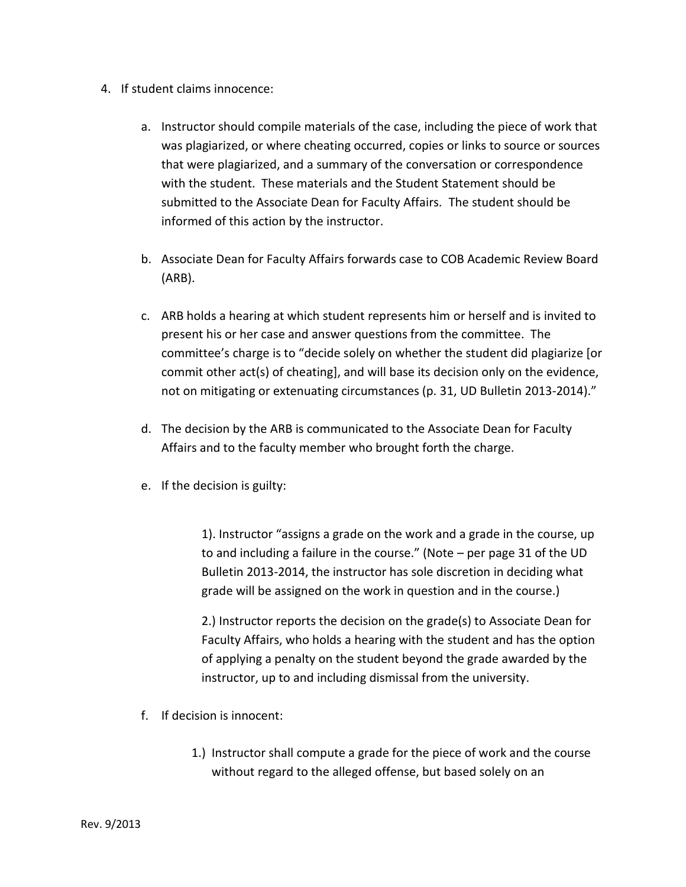4. If student claims innocence:

   a. Instructor should compile materials of the case, including the piece of work that was plagiarized, or where cheating occurred, copies or links to source or sources that were plagiarized, and a summary of the conversation or correspondence with the student. These materials and the Student Statement should be submitted to the Associate Dean for Faculty Affairs. The student should be informed of this action by the instructor.

   b. Associate Dean for Faculty Affairs forwards case to COB Academic Review Board (ARB).

   c. ARB holds a hearing at which student represents him or herself and is invited to present his or her case and answer questions from the committee. The committee's charge is to "decide solely on whether the student did plagiarize [or commit other act(s) of cheating], and will base its decision only on the evidence, not on mitigating or extenuating circumstances (p. 31, UD Bulletin 2013-2014)."

   d. The decision by the ARB is communicated to the Associate Dean for Faculty Affairs and to the faculty member who brought forth the charge.

   e. If the decision is guilty:

      1). Instructor "assigns a grade on the work and a grade in the course, up to and including a failure in the course." (Note – per page 31 of the UD Bulletin 2013-2014, the instructor has sole discretion in deciding what grade will be assigned on the work in question and in the course.)

      2.) Instructor reports the decision on the grade(s) to Associate Dean for Faculty Affairs, who holds a hearing with the student and has the option of applying a penalty on the student beyond the grade awarded by the instructor, up to and including dismissal from the university.

   f. If decision is innocent:

      1.) Instructor shall compute a grade for the piece of work and the course without regard to the alleged offense, but based solely on an

Rev. 9/2013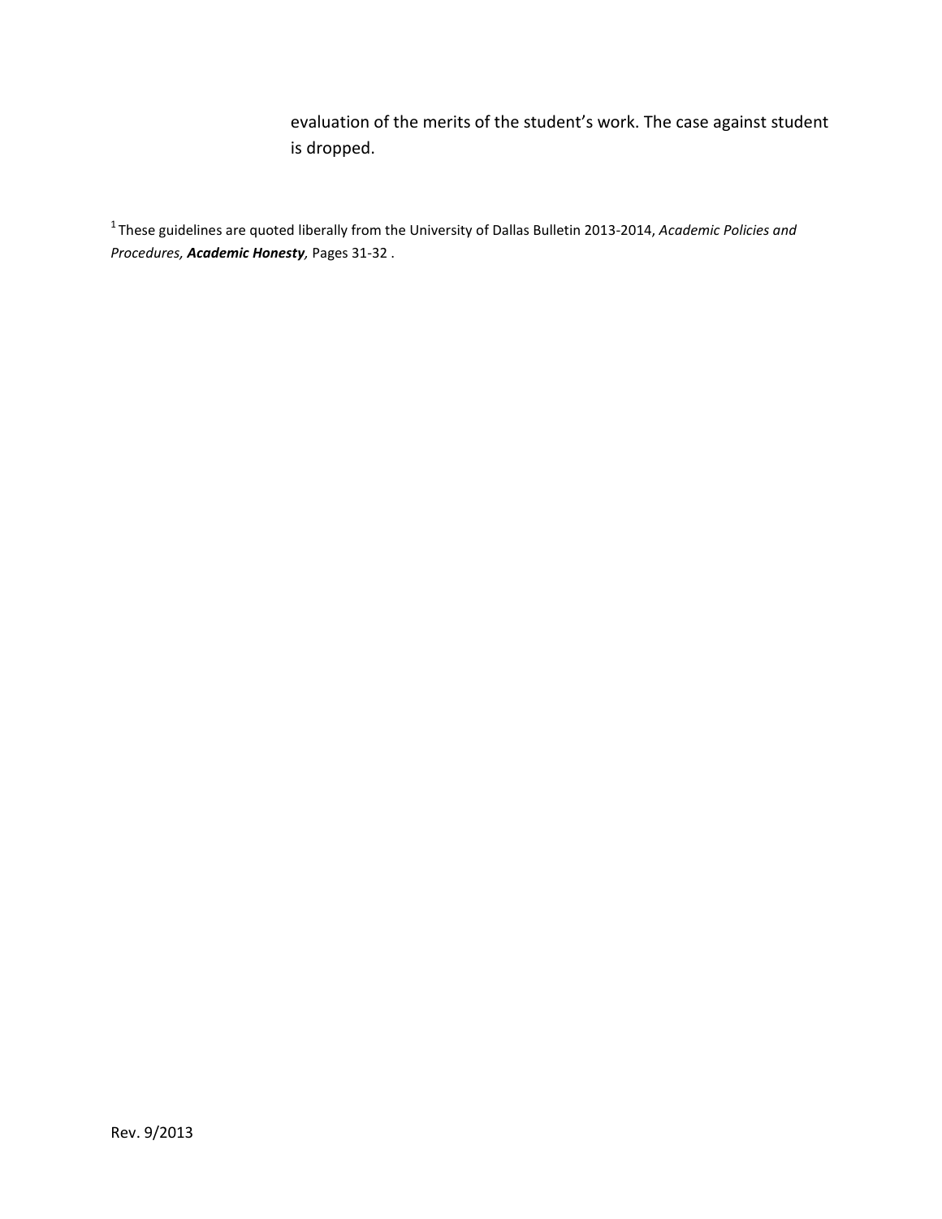evaluation of the merits of the student's work. The case against student is dropped.

[1] These guidelines are quoted liberally from the University of Dallas Bulletin 2013-2014, *Academic Policies and Procedures, **Academic Honesty**,* Pages 31-32 .

Rev. 9/2013